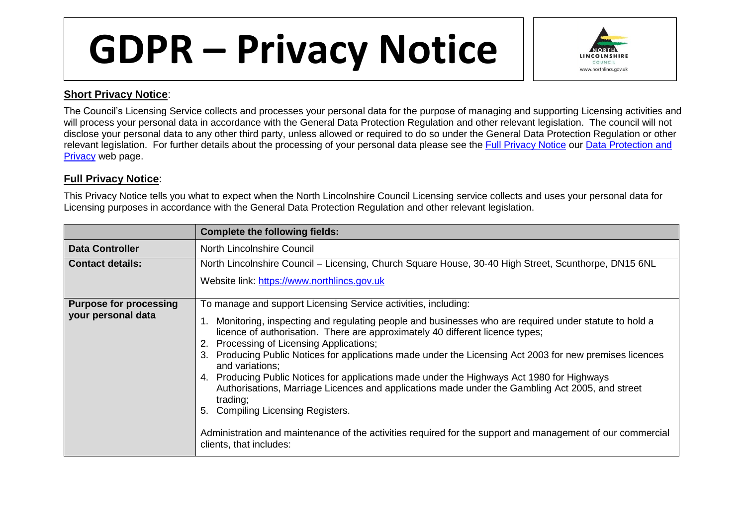# GDPR – Privacy Notice

## Short Privacy Notice:

The Council's Licensing Service collects and processes your personal data for the purpose of managing and supporting Licensing activities and will process your personal data in accordance with the General Data Protection Regulation and other relevant legislation. The council will not disclose your personal data to any other third party, unless allowed or required to do so under the General Data Protection Regulation or other relevant legislation. For further details about the processing of your personal data please see the Full Privacy Notice our Data Protection and Privacy web page.

## Full Privacy Notice:

This Privacy Notice tells you what to expect when the North Lincolnshire Council Licensing service collects and uses your personal data for Licensing purposes in accordance with the General Data Protection Regulation and other relevant legislation.

| | Complete the following fields: |
|---|---|
| **Data Controller** | North Lincolnshire Council |
| **Contact details:** | North Lincolnshire Council – Licensing, Church Square House, 30-40 High Street, Scunthorpe, DN15 6NL<br><br>Website link: https://www.northlincs.gov.uk |
| **Purpose for processing your personal data** | To manage and support Licensing Service activities, including:<br><br>1. Monitoring, inspecting and regulating people and businesses who are required under statute to hold a licence of authorisation. There are approximately 40 different licence types;<br>2. Processing of Licensing Applications;<br>3. Producing Public Notices for applications made under the Licensing Act 2003 for new premises licences and variations;<br>4. Producing Public Notices for applications made under the Highways Act 1980 for Highways Authorisations, Marriage Licences and applications made under the Gambling Act 2005, and street trading;<br>5. Compiling Licensing Registers.<br><br>Administration and maintenance of the activities required for the support and management of our commercial clients, that includes: |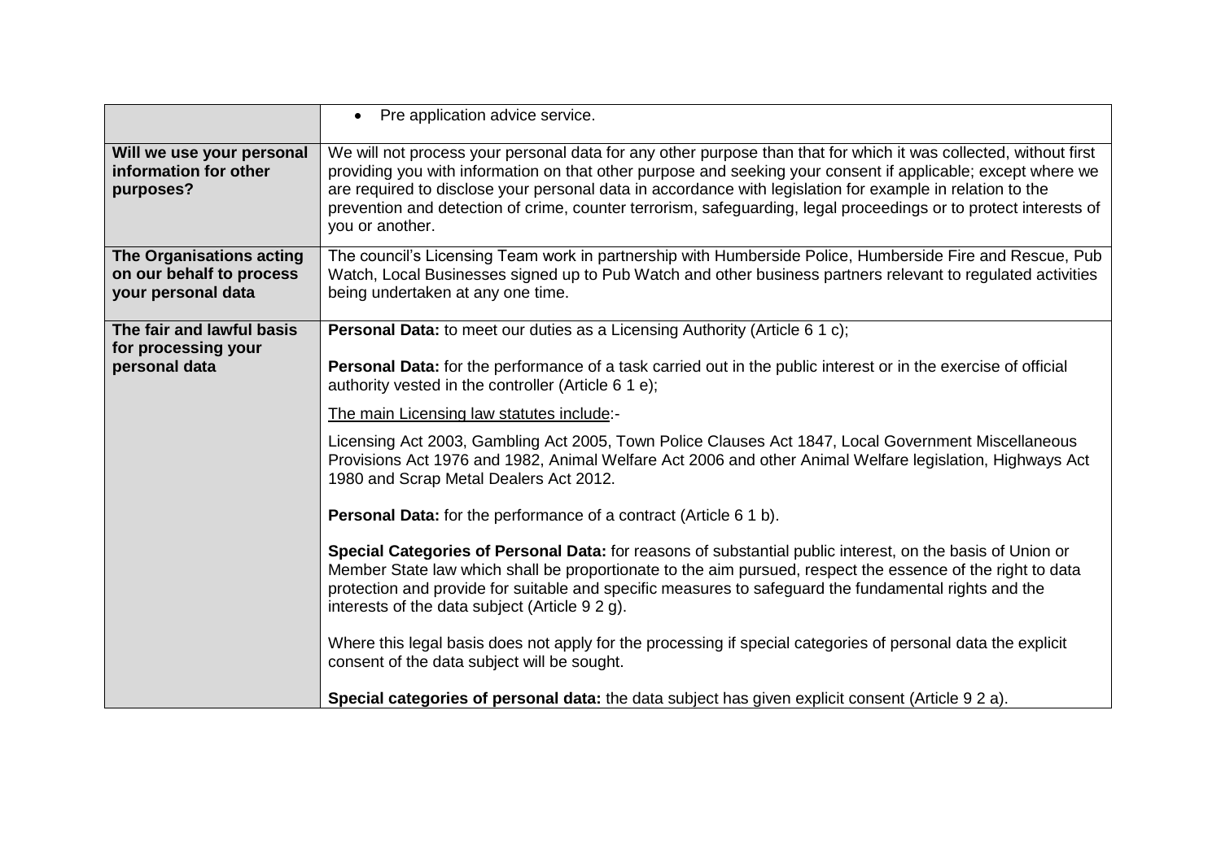| | |
|---|---|
| | • Pre application advice service. |
| **Will we use your personal information for other purposes?** | We will not process your personal data for any other purpose than that for which it was collected, without first providing you with information on that other purpose and seeking your consent if applicable; except where we are required to disclose your personal data in accordance with legislation for example in relation to the prevention and detection of crime, counter terrorism, safeguarding, legal proceedings or to protect interests of you or another. |
| **The Organisations acting on our behalf to process your personal data** | The council's Licensing Team work in partnership with Humberside Police, Humberside Fire and Rescue, Pub Watch, Local Businesses signed up to Pub Watch and other business partners relevant to regulated activities being undertaken at any one time. |
| **The fair and lawful basis for processing your personal data** | **Personal Data:** to meet our duties as a Licensing Authority (Article 6 1 c);<br><br>**Personal Data:** for the performance of a task carried out in the public interest or in the exercise of official authority vested in the controller (Article 6 1 e);<br><br><u>The main Licensing law statutes include</u>:-<br><br>Licensing Act 2003, Gambling Act 2005, Town Police Clauses Act 1847, Local Government Miscellaneous Provisions Act 1976 and 1982, Animal Welfare Act 2006 and other Animal Welfare legislation, Highways Act 1980 and Scrap Metal Dealers Act 2012.<br><br>**Personal Data:** for the performance of a contract (Article 6 1 b).<br><br>**Special Categories of Personal Data:** for reasons of substantial public interest, on the basis of Union or Member State law which shall be proportionate to the aim pursued, respect the essence of the right to data protection and provide for suitable and specific measures to safeguard the fundamental rights and the interests of the data subject (Article 9 2 g).<br><br>Where this legal basis does not apply for the processing if special categories of personal data the explicit consent of the data subject will be sought.<br><br>**Special categories of personal data:** the data subject has given explicit consent (Article 9 2 a). |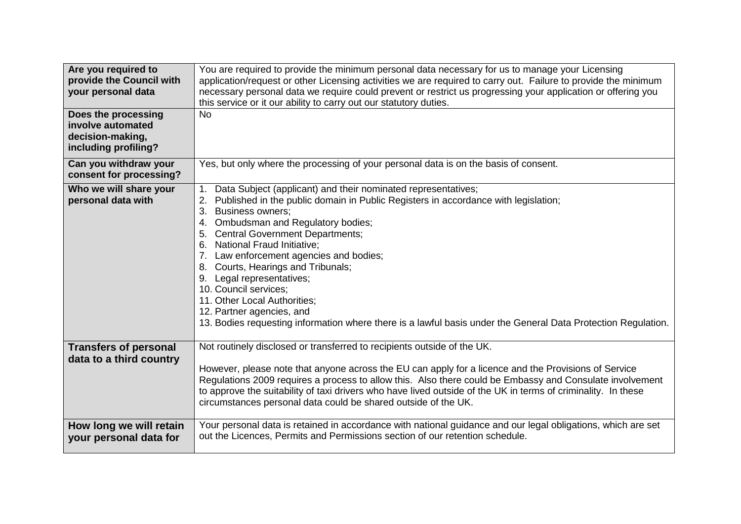| | |
|---|---|
| **Are you required to provide the Council with your personal data** | You are required to provide the minimum personal data necessary for us to manage your Licensing application/request or other Licensing activities we are required to carry out. Failure to provide the minimum necessary personal data we require could prevent or restrict us progressing your application or offering you this service or it our ability to carry out our statutory duties. |
| **Does the processing involve automated decision-making, including profiling?** | No |
| **Can you withdraw your consent for processing?** | Yes, but only where the processing of your personal data is on the basis of consent. |
| **Who we will share your personal data with** | 1. Data Subject (applicant) and their nominated representatives;<br>2. Published in the public domain in Public Registers in accordance with legislation;<br>3. Business owners;<br>4. Ombudsman and Regulatory bodies;<br>5. Central Government Departments;<br>6. National Fraud Initiative;<br>7. Law enforcement agencies and bodies;<br>8. Courts, Hearings and Tribunals;<br>9. Legal representatives;<br>10. Council services;<br>11. Other Local Authorities;<br>12. Partner agencies, and<br>13. Bodies requesting information where there is a lawful basis under the General Data Protection Regulation. |
| **Transfers of personal data to a third country** | Not routinely disclosed or transferred to recipients outside of the UK.<br><br>However, please note that anyone across the EU can apply for a licence and the Provisions of Service Regulations 2009 requires a process to allow this. Also there could be Embassy and Consulate involvement to approve the suitability of taxi drivers who have lived outside of the UK in terms of criminality. In these circumstances personal data could be shared outside of the UK. |
| **How long we will retain your personal data for** | Your personal data is retained in accordance with national guidance and our legal obligations, which are set out the Licences, Permits and Permissions section of our retention schedule. |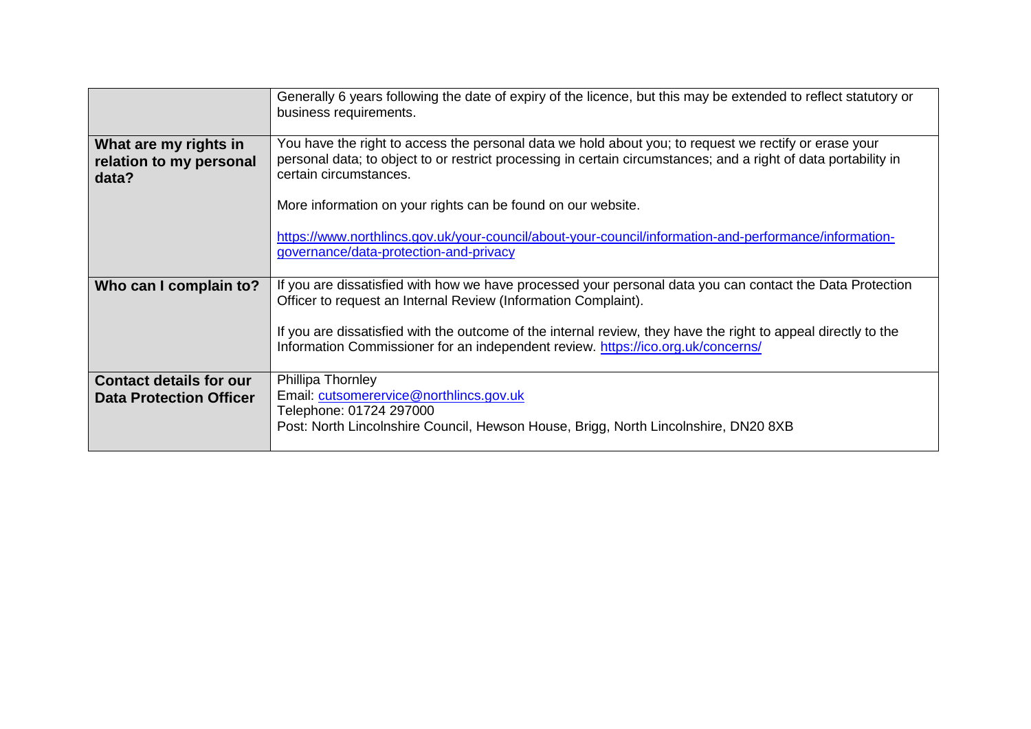| | |
|---|---|
| | Generally 6 years following the date of expiry of the licence, but this may be extended to reflect statutory or business requirements. |
| **What are my rights in relation to my personal data?** | You have the right to access the personal data we hold about you; to request we rectify or erase your personal data; to object to or restrict processing in certain circumstances; and a right of data portability in certain circumstances.<br><br>More information on your rights can be found on our website.<br><br>https://www.northlincs.gov.uk/your-council/about-your-council/information-and-performance/information-governance/data-protection-and-privacy |
| **Who can I complain to?** | If you are dissatisfied with how we have processed your personal data you can contact the Data Protection Officer to request an Internal Review (Information Complaint).<br><br>If you are dissatisfied with the outcome of the internal review, they have the right to appeal directly to the Information Commissioner for an independent review. https://ico.org.uk/concerns/ |
| **Contact details for our Data Protection Officer** | Phillipa Thornley<br>Email: cutsomerervice@northlincs.gov.uk<br>Telephone: 01724 297000<br>Post: North Lincolnshire Council, Hewson House, Brigg, North Lincolnshire, DN20 8XB |